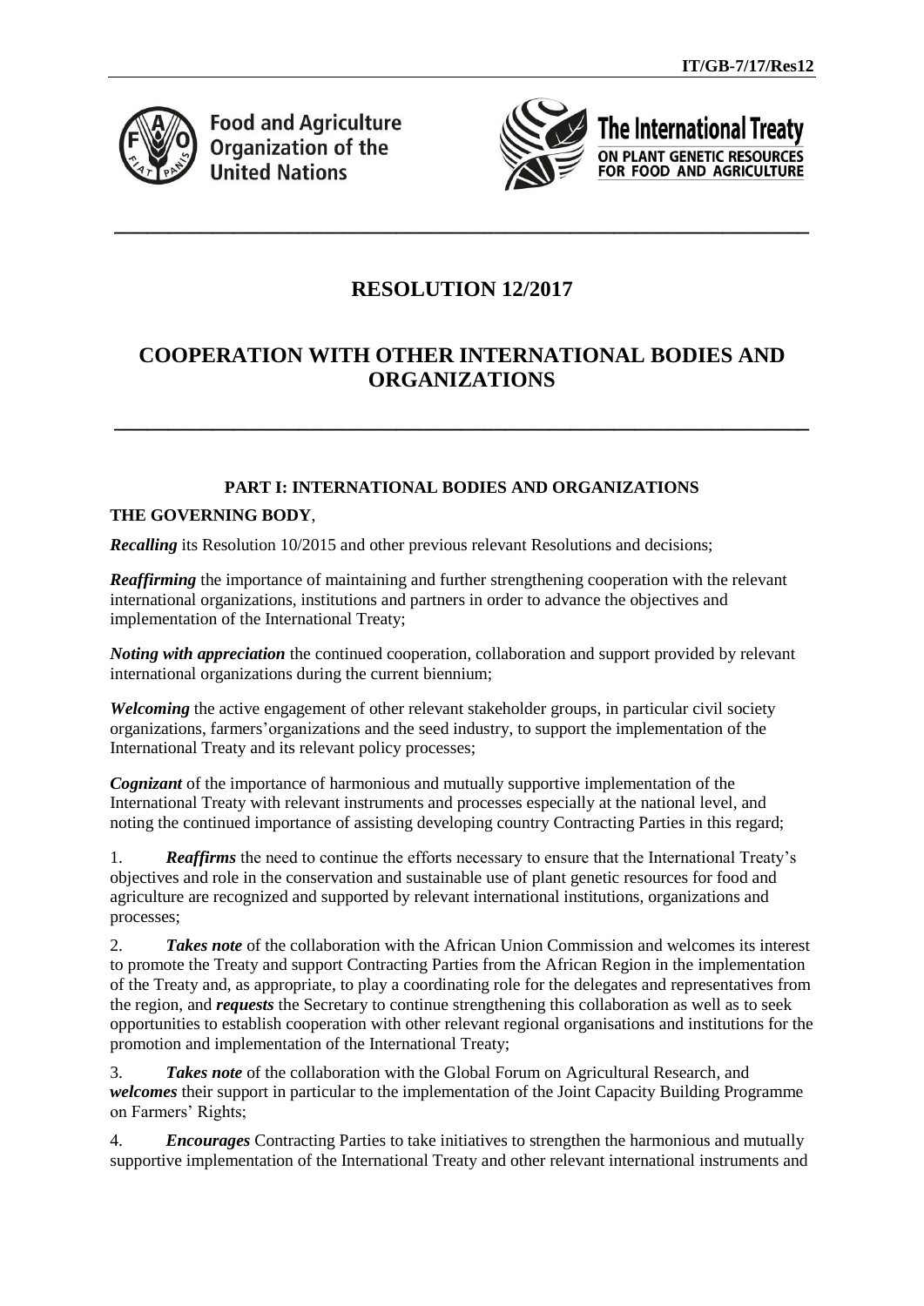# RESOLUTION 12/2017

# COOPERATION WITH OTHER INTERNATIONAL BODIES AND ORGANIZATIONS

### PART I: INTERNATIONAL BODIES AND ORGANIZATIONS

**THE GOVERNING BODY**,

***Recalling*** its Resolution 10/2015 and other previous relevant Resolutions and decisions;

***Reaffirming*** the importance of maintaining and further strengthening cooperation with the relevant international organizations, institutions and partners in order to advance the objectives and implementation of the International Treaty;

***Noting with appreciation*** the continued cooperation, collaboration and support provided by relevant international organizations during the current biennium;

***Welcoming*** the active engagement of other relevant stakeholder groups, in particular civil society organizations, farmers'organizations and the seed industry, to support the implementation of the International Treaty and its relevant policy processes;

***Cognizant*** of the importance of harmonious and mutually supportive implementation of the International Treaty with relevant instruments and processes especially at the national level, and noting the continued importance of assisting developing country Contracting Parties in this regard;

1. ***Reaffirms*** the need to continue the efforts necessary to ensure that the International Treaty's objectives and role in the conservation and sustainable use of plant genetic resources for food and agriculture are recognized and supported by relevant international institutions, organizations and processes;

2. ***Takes note*** of the collaboration with the African Union Commission and welcomes its interest to promote the Treaty and support Contracting Parties from the African Region in the implementation of the Treaty and, as appropriate, to play a coordinating role for the delegates and representatives from the region, and ***requests*** the Secretary to continue strengthening this collaboration as well as to seek opportunities to establish cooperation with other relevant regional organisations and institutions for the promotion and implementation of the International Treaty;

3. ***Takes note*** of the collaboration with the Global Forum on Agricultural Research, and ***welcomes*** their support in particular to the implementation of the Joint Capacity Building Programme on Farmers' Rights;

4. ***Encourages*** Contracting Parties to take initiatives to strengthen the harmonious and mutually supportive implementation of the International Treaty and other relevant international instruments and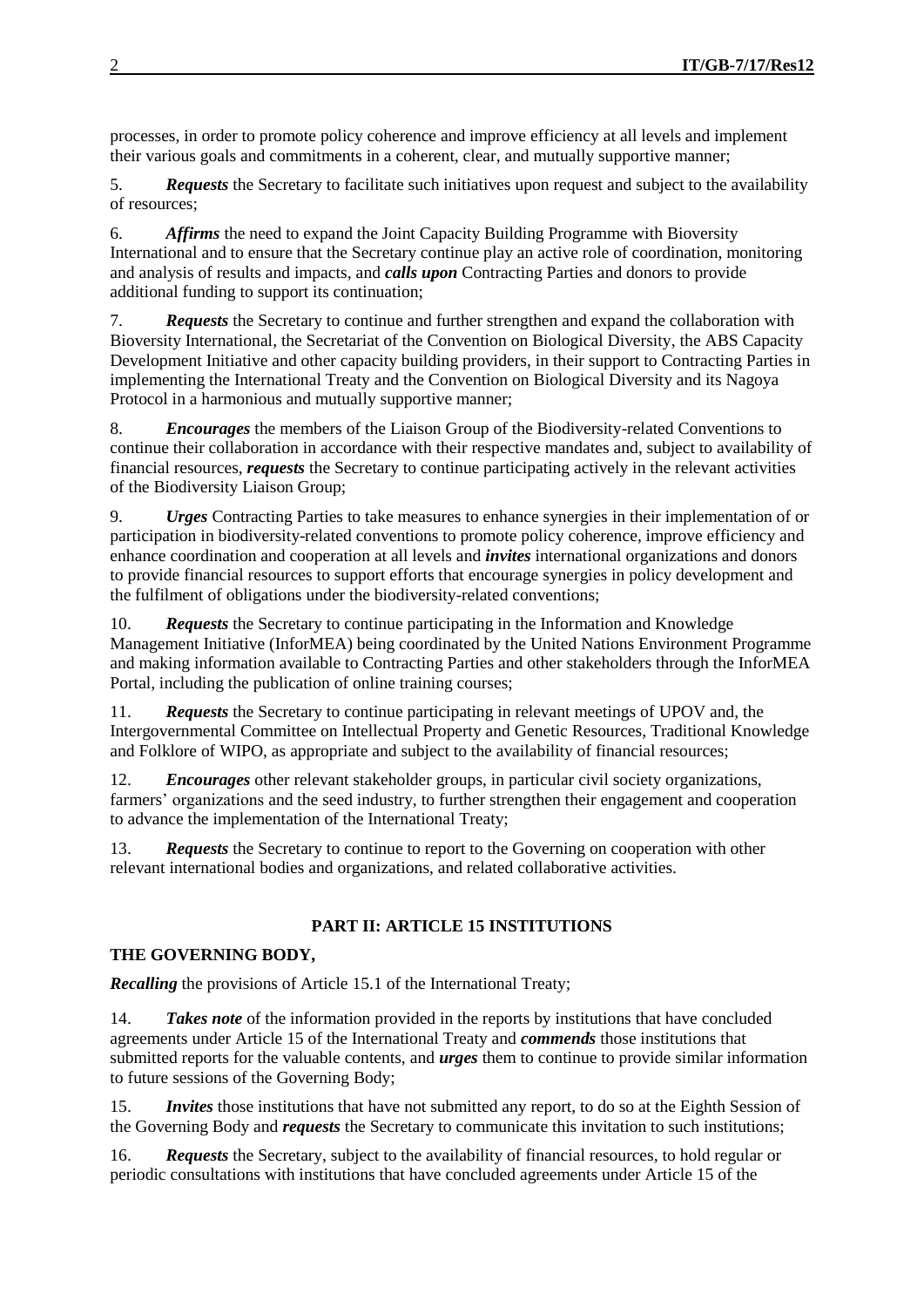processes, in order to promote policy coherence and improve efficiency at all levels and implement their various goals and commitments in a coherent, clear, and mutually supportive manner;

5. ***Requests*** the Secretary to facilitate such initiatives upon request and subject to the availability of resources;

6. ***Affirms*** the need to expand the Joint Capacity Building Programme with Bioversity International and to ensure that the Secretary continue play an active role of coordination, monitoring and analysis of results and impacts, and ***calls upon*** Contracting Parties and donors to provide additional funding to support its continuation;

7. ***Requests*** the Secretary to continue and further strengthen and expand the collaboration with Bioversity International, the Secretariat of the Convention on Biological Diversity, the ABS Capacity Development Initiative and other capacity building providers, in their support to Contracting Parties in implementing the International Treaty and the Convention on Biological Diversity and its Nagoya Protocol in a harmonious and mutually supportive manner;

8. ***Encourages*** the members of the Liaison Group of the Biodiversity-related Conventions to continue their collaboration in accordance with their respective mandates and, subject to availability of financial resources, ***requests*** the Secretary to continue participating actively in the relevant activities of the Biodiversity Liaison Group;

9. ***Urges*** Contracting Parties to take measures to enhance synergies in their implementation of or participation in biodiversity-related conventions to promote policy coherence, improve efficiency and enhance coordination and cooperation at all levels and ***invites*** international organizations and donors to provide financial resources to support efforts that encourage synergies in policy development and the fulfilment of obligations under the biodiversity-related conventions;

10. ***Requests*** the Secretary to continue participating in the Information and Knowledge Management Initiative (InforMEA) being coordinated by the United Nations Environment Programme and making information available to Contracting Parties and other stakeholders through the InforMEA Portal, including the publication of online training courses;

11. ***Requests*** the Secretary to continue participating in relevant meetings of UPOV and, the Intergovernmental Committee on Intellectual Property and Genetic Resources, Traditional Knowledge and Folklore of WIPO, as appropriate and subject to the availability of financial resources;

12. ***Encourages*** other relevant stakeholder groups, in particular civil society organizations, farmers' organizations and the seed industry, to further strengthen their engagement and cooperation to advance the implementation of the International Treaty;

13. ***Requests*** the Secretary to continue to report to the Governing on cooperation with other relevant international bodies and organizations, and related collaborative activities.

## PART II: ARTICLE 15 INSTITUTIONS

**THE GOVERNING BODY,**

***Recalling*** the provisions of Article 15.1 of the International Treaty;

14. ***Takes note*** of the information provided in the reports by institutions that have concluded agreements under Article 15 of the International Treaty and ***commends*** those institutions that submitted reports for the valuable contents, and ***urges*** them to continue to provide similar information to future sessions of the Governing Body;

15. ***Invites*** those institutions that have not submitted any report, to do so at the Eighth Session of the Governing Body and ***requests*** the Secretary to communicate this invitation to such institutions;

16. ***Requests*** the Secretary, subject to the availability of financial resources, to hold regular or periodic consultations with institutions that have concluded agreements under Article 15 of the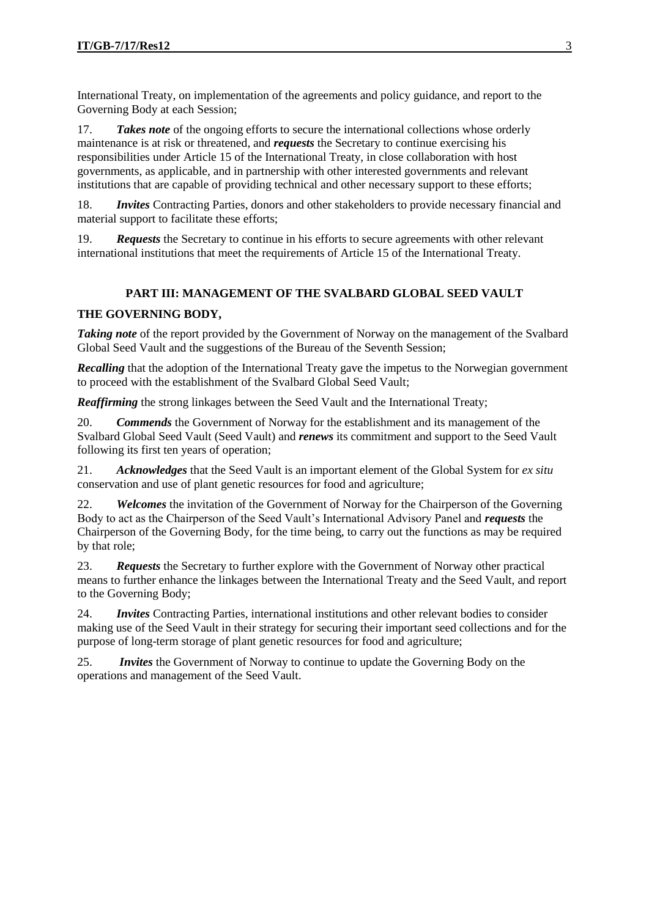International Treaty, on implementation of the agreements and policy guidance, and report to the Governing Body at each Session;

17. ***Takes note*** of the ongoing efforts to secure the international collections whose orderly maintenance is at risk or threatened, and ***requests*** the Secretary to continue exercising his responsibilities under Article 15 of the International Treaty, in close collaboration with host governments, as applicable, and in partnership with other interested governments and relevant institutions that are capable of providing technical and other necessary support to these efforts;

18. ***Invites*** Contracting Parties, donors and other stakeholders to provide necessary financial and material support to facilitate these efforts;

19. ***Requests*** the Secretary to continue in his efforts to secure agreements with other relevant international institutions that meet the requirements of Article 15 of the International Treaty.

## PART III: MANAGEMENT OF THE SVALBARD GLOBAL SEED VAULT

**THE GOVERNING BODY,**

***Taking note*** of the report provided by the Government of Norway on the management of the Svalbard Global Seed Vault and the suggestions of the Bureau of the Seventh Session;

***Recalling*** that the adoption of the International Treaty gave the impetus to the Norwegian government to proceed with the establishment of the Svalbard Global Seed Vault;

***Reaffirming*** the strong linkages between the Seed Vault and the International Treaty;

20. ***Commends*** the Government of Norway for the establishment and its management of the Svalbard Global Seed Vault (Seed Vault) and ***renews*** its commitment and support to the Seed Vault following its first ten years of operation;

21. ***Acknowledges*** that the Seed Vault is an important element of the Global System for *ex situ* conservation and use of plant genetic resources for food and agriculture;

22. ***Welcomes*** the invitation of the Government of Norway for the Chairperson of the Governing Body to act as the Chairperson of the Seed Vault's International Advisory Panel and ***requests*** the Chairperson of the Governing Body, for the time being, to carry out the functions as may be required by that role;

23. ***Requests*** the Secretary to further explore with the Government of Norway other practical means to further enhance the linkages between the International Treaty and the Seed Vault, and report to the Governing Body;

24. ***Invites*** Contracting Parties, international institutions and other relevant bodies to consider making use of the Seed Vault in their strategy for securing their important seed collections and for the purpose of long-term storage of plant genetic resources for food and agriculture;

25. ***Invites*** the Government of Norway to continue to update the Governing Body on the operations and management of the Seed Vault.